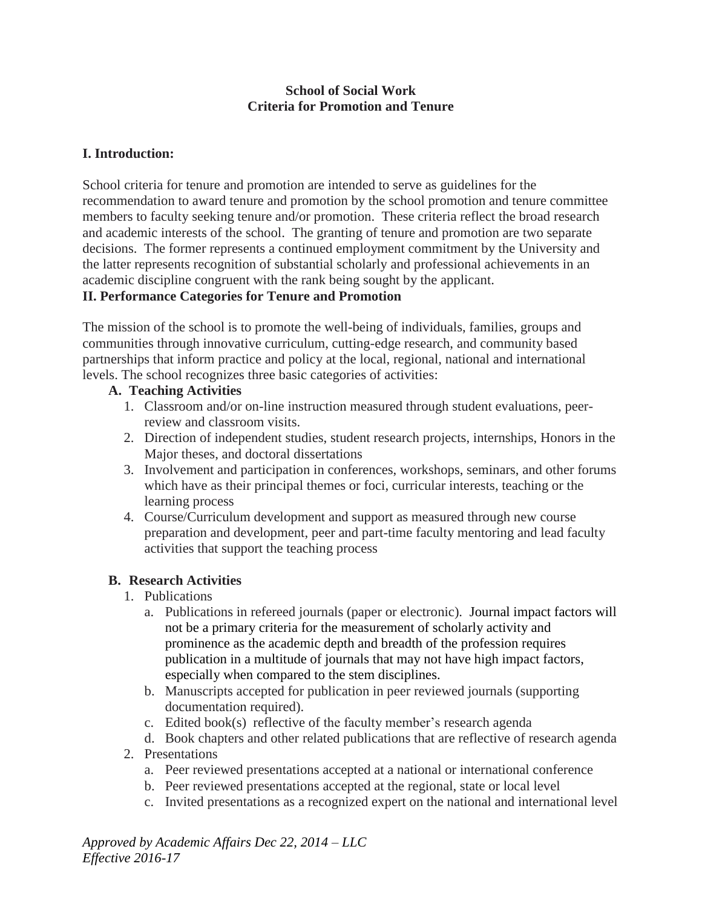**School of Social Work**
**Criteria for Promotion and Tenure**

## I. Introduction:

School criteria for tenure and promotion are intended to serve as guidelines for the recommendation to award tenure and promotion by the school promotion and tenure committee members to faculty seeking tenure and/or promotion. These criteria reflect the broad research and academic interests of the school. The granting of tenure and promotion are two separate decisions. The former represents a continued employment commitment by the University and the latter represents recognition of substantial scholarly and professional achievements in an academic discipline congruent with the rank being sought by the applicant.

## II. Performance Categories for Tenure and Promotion

The mission of the school is to promote the well-being of individuals, families, groups and communities through innovative curriculum, cutting-edge research, and community based partnerships that inform practice and policy at the local, regional, national and international levels. The school recognizes three basic categories of activities:

### A. Teaching Activities

1. Classroom and/or on-line instruction measured through student evaluations, peer-review and classroom visits.
2. Direction of independent studies, student research projects, internships, Honors in the Major theses, and doctoral dissertations
3. Involvement and participation in conferences, workshops, seminars, and other forums which have as their principal themes or foci, curricular interests, teaching or the learning process
4. Course/Curriculum development and support as measured through new course preparation and development, peer and part-time faculty mentoring and lead faculty activities that support the teaching process

### B. Research Activities

1. Publications
   a. Publications in refereed journals (paper or electronic). Journal impact factors will not be a primary criteria for the measurement of scholarly activity and prominence as the academic depth and breadth of the profession requires publication in a multitude of journals that may not have high impact factors, especially when compared to the stem disciplines.
   b. Manuscripts accepted for publication in peer reviewed journals (supporting documentation required).
   c. Edited book(s) reflective of the faculty member's research agenda
   d. Book chapters and other related publications that are reflective of research agenda
2. Presentations
   a. Peer reviewed presentations accepted at a national or international conference
   b. Peer reviewed presentations accepted at the regional, state or local level
   c. Invited presentations as a recognized expert on the national and international level

*Approved by Academic Affairs Dec 22, 2014 – LLC*
*Effective 2016-17*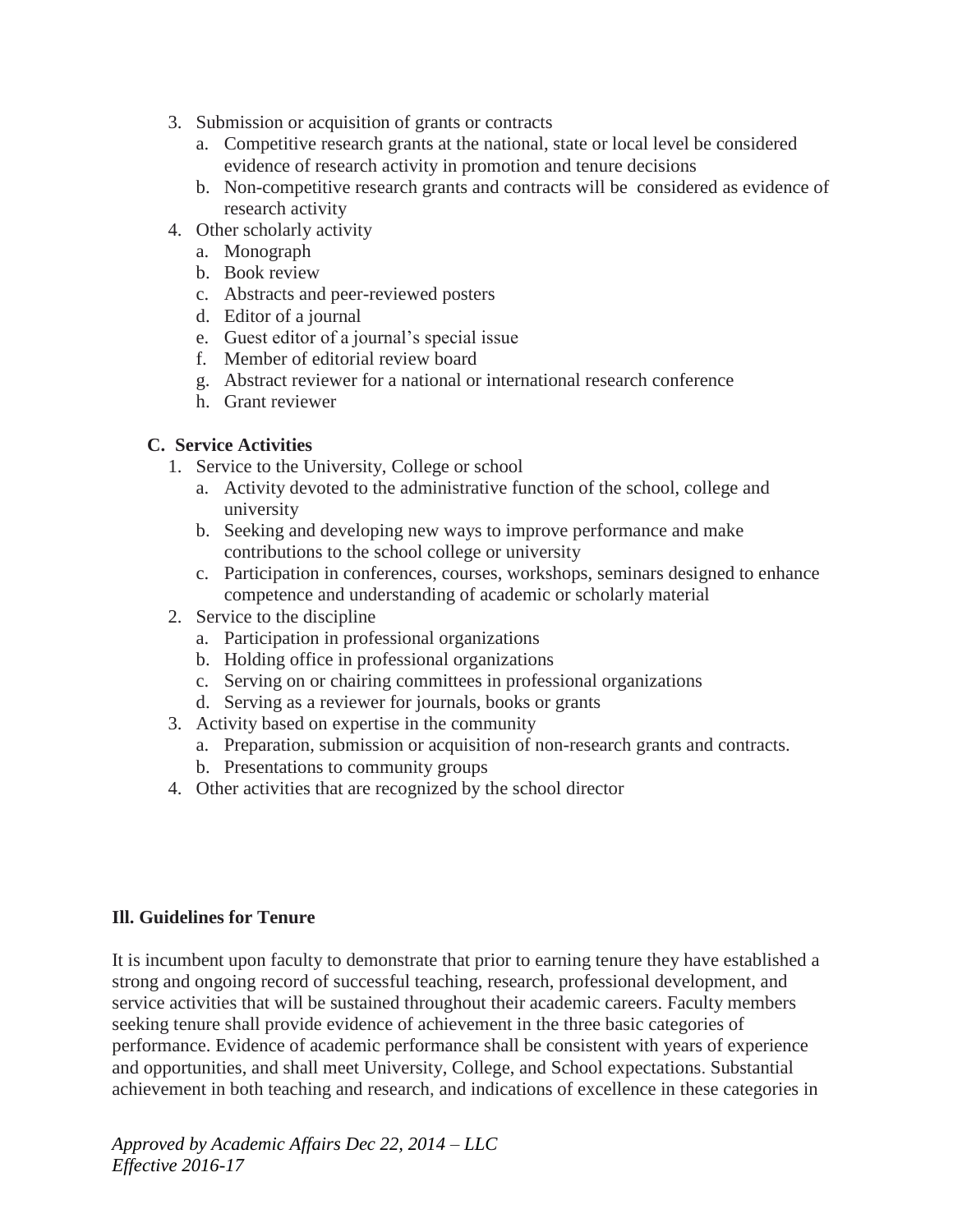3. Submission or acquisition of grants or contracts
   a. Competitive research grants at the national, state or local level be considered evidence of research activity in promotion and tenure decisions
   b. Non-competitive research grants and contracts will be  considered as evidence of research activity
4. Other scholarly activity
   a. Monograph
   b. Book review
   c. Abstracts and peer-reviewed posters
   d. Editor of a journal
   e. Guest editor of a journal's special issue
   f. Member of editorial review board
   g. Abstract reviewer for a national or international research conference
   h. Grant reviewer

**C. Service Activities**

1. Service to the University, College or school
   a. Activity devoted to the administrative function of the school, college and university
   b. Seeking and developing new ways to improve performance and make contributions to the school college or university
   c. Participation in conferences, courses, workshops, seminars designed to enhance competence and understanding of academic or scholarly material
2. Service to the discipline
   a. Participation in professional organizations
   b. Holding office in professional organizations
   c. Serving on or chairing committees in professional organizations
   d. Serving as a reviewer for journals, books or grants
3. Activity based on expertise in the community
   a. Preparation, submission or acquisition of non-research grants and contracts.
   b. Presentations to community groups
4. Other activities that are recognized by the school director

## Ill. Guidelines for Tenure

It is incumbent upon faculty to demonstrate that prior to earning tenure they have established a strong and ongoing record of successful teaching, research, professional development, and service activities that will be sustained throughout their academic careers. Faculty members seeking tenure shall provide evidence of achievement in the three basic categories of performance. Evidence of academic performance shall be consistent with years of experience and opportunities, and shall meet University, College, and School expectations. Substantial achievement in both teaching and research, and indications of excellence in these categories in

*Approved by Academic Affairs Dec 22, 2014 – LLC*
*Effective 2016-17*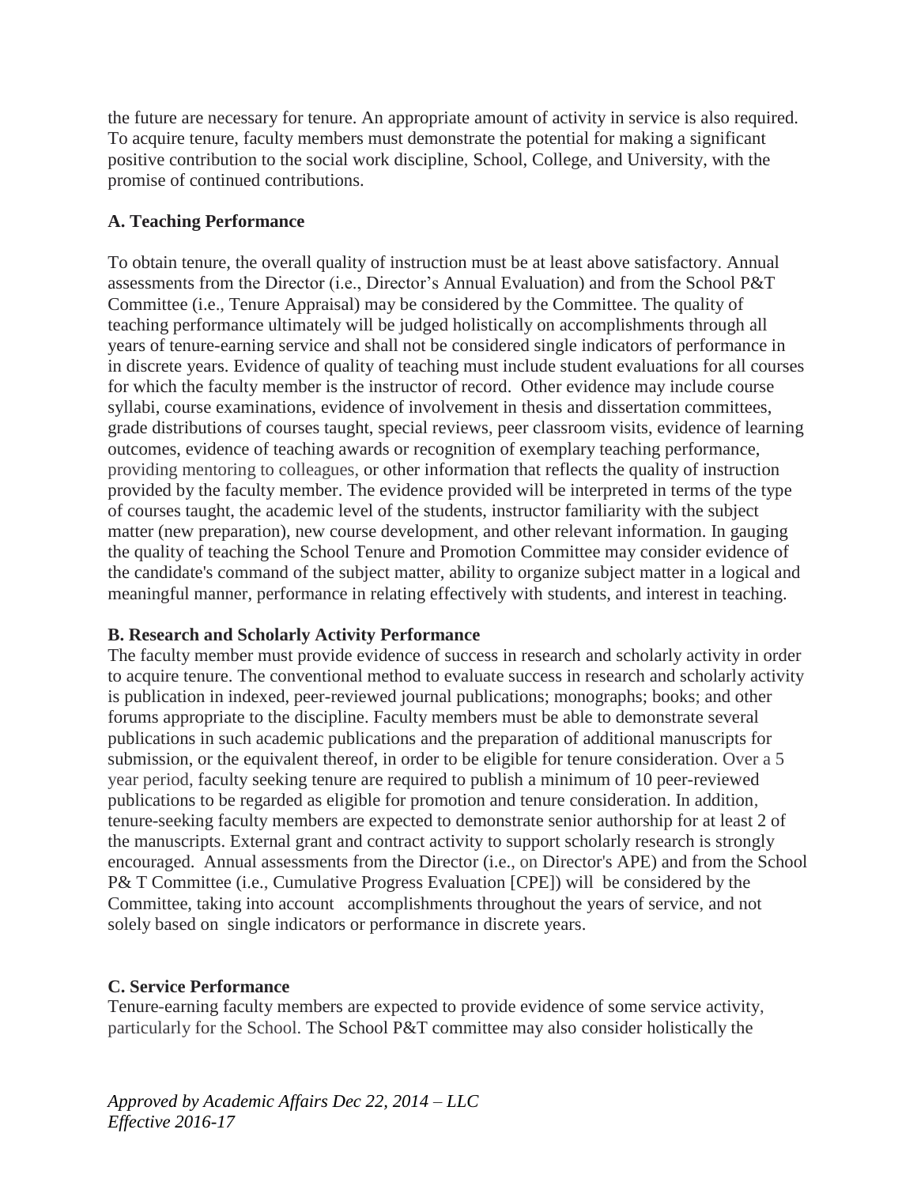the future are necessary for tenure. An appropriate amount of activity in service is also required. To acquire tenure, faculty members must demonstrate the potential for making a significant positive contribution to the social work discipline, School, College, and University, with the promise of continued contributions.

### A. Teaching Performance

To obtain tenure, the overall quality of instruction must be at least above satisfactory. Annual assessments from the Director (i.e., Director's Annual Evaluation) and from the School P&T Committee (i.e., Tenure Appraisal) may be considered by the Committee. The quality of teaching performance ultimately will be judged holistically on accomplishments through all years of tenure-earning service and shall not be considered single indicators of performance in in discrete years. Evidence of quality of teaching must include student evaluations for all courses for which the faculty member is the instructor of record. Other evidence may include course syllabi, course examinations, evidence of involvement in thesis and dissertation committees, grade distributions of courses taught, special reviews, peer classroom visits, evidence of learning outcomes, evidence of teaching awards or recognition of exemplary teaching performance, providing mentoring to colleagues, or other information that reflects the quality of instruction provided by the faculty member. The evidence provided will be interpreted in terms of the type of courses taught, the academic level of the students, instructor familiarity with the subject matter (new preparation), new course development, and other relevant information. In gauging the quality of teaching the School Tenure and Promotion Committee may consider evidence of the candidate's command of the subject matter, ability to organize subject matter in a logical and meaningful manner, performance in relating effectively with students, and interest in teaching.

### B. Research and Scholarly Activity Performance

The faculty member must provide evidence of success in research and scholarly activity in order to acquire tenure. The conventional method to evaluate success in research and scholarly activity is publication in indexed, peer-reviewed journal publications; monographs; books; and other forums appropriate to the discipline. Faculty members must be able to demonstrate several publications in such academic publications and the preparation of additional manuscripts for submission, or the equivalent thereof, in order to be eligible for tenure consideration. Over a 5 year period, faculty seeking tenure are required to publish a minimum of 10 peer-reviewed publications to be regarded as eligible for promotion and tenure consideration. In addition, tenure-seeking faculty members are expected to demonstrate senior authorship for at least 2 of the manuscripts. External grant and contract activity to support scholarly research is strongly encouraged. Annual assessments from the Director (i.e., on Director's APE) and from the School P& T Committee (i.e., Cumulative Progress Evaluation [CPE]) will be considered by the Committee, taking into account accomplishments throughout the years of service, and not solely based on single indicators or performance in discrete years.

### C. Service Performance

Tenure-earning faculty members are expected to provide evidence of some service activity, particularly for the School. The School P&T committee may also consider holistically the

*Approved by Academic Affairs Dec 22, 2014 – LLC*
*Effective 2016-17*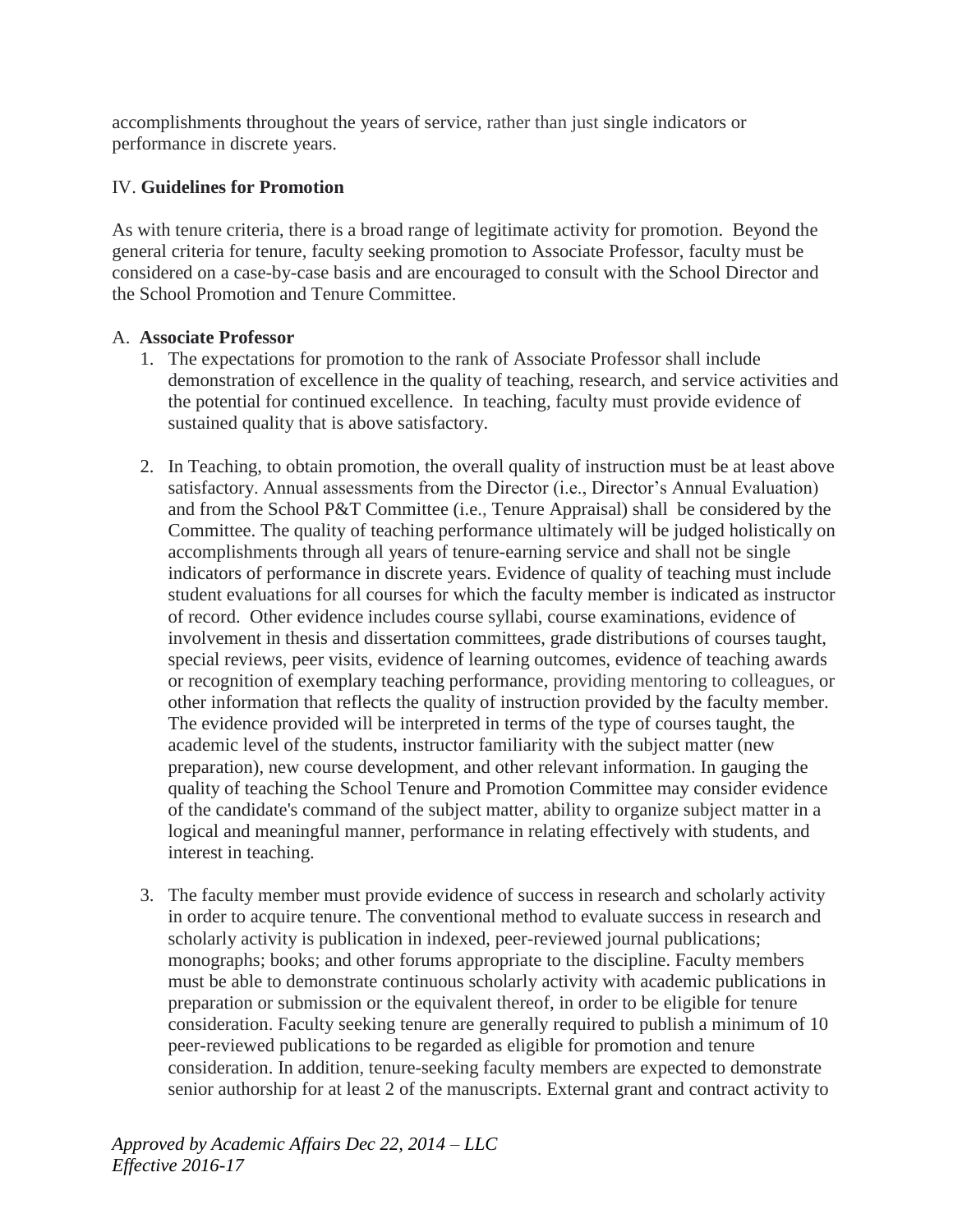accomplishments throughout the years of service, rather than just single indicators or performance in discrete years.

IV. **Guidelines for Promotion**

As with tenure criteria, there is a broad range of legitimate activity for promotion. Beyond the general criteria for tenure, faculty seeking promotion to Associate Professor, faculty must be considered on a case-by-case basis and are encouraged to consult with the School Director and the School Promotion and Tenure Committee.

A. **Associate Professor**

1. The expectations for promotion to the rank of Associate Professor shall include demonstration of excellence in the quality of teaching, research, and service activities and the potential for continued excellence. In teaching, faculty must provide evidence of sustained quality that is above satisfactory.

2. In Teaching, to obtain promotion, the overall quality of instruction must be at least above satisfactory. Annual assessments from the Director (i.e., Director's Annual Evaluation) and from the School P&T Committee (i.e., Tenure Appraisal) shall be considered by the Committee. The quality of teaching performance ultimately will be judged holistically on accomplishments through all years of tenure-earning service and shall not be single indicators of performance in discrete years. Evidence of quality of teaching must include student evaluations for all courses for which the faculty member is indicated as instructor of record. Other evidence includes course syllabi, course examinations, evidence of involvement in thesis and dissertation committees, grade distributions of courses taught, special reviews, peer visits, evidence of learning outcomes, evidence of teaching awards or recognition of exemplary teaching performance, providing mentoring to colleagues, or other information that reflects the quality of instruction provided by the faculty member. The evidence provided will be interpreted in terms of the type of courses taught, the academic level of the students, instructor familiarity with the subject matter (new preparation), new course development, and other relevant information. In gauging the quality of teaching the School Tenure and Promotion Committee may consider evidence of the candidate's command of the subject matter, ability to organize subject matter in a logical and meaningful manner, performance in relating effectively with students, and interest in teaching.

3. The faculty member must provide evidence of success in research and scholarly activity in order to acquire tenure. The conventional method to evaluate success in research and scholarly activity is publication in indexed, peer-reviewed journal publications; monographs; books; and other forums appropriate to the discipline. Faculty members must be able to demonstrate continuous scholarly activity with academic publications in preparation or submission or the equivalent thereof, in order to be eligible for tenure consideration. Faculty seeking tenure are generally required to publish a minimum of 10 peer-reviewed publications to be regarded as eligible for promotion and tenure consideration. In addition, tenure-seeking faculty members are expected to demonstrate senior authorship for at least 2 of the manuscripts. External grant and contract activity to

*Approved by Academic Affairs Dec 22, 2014 – LLC*
*Effective 2016-17*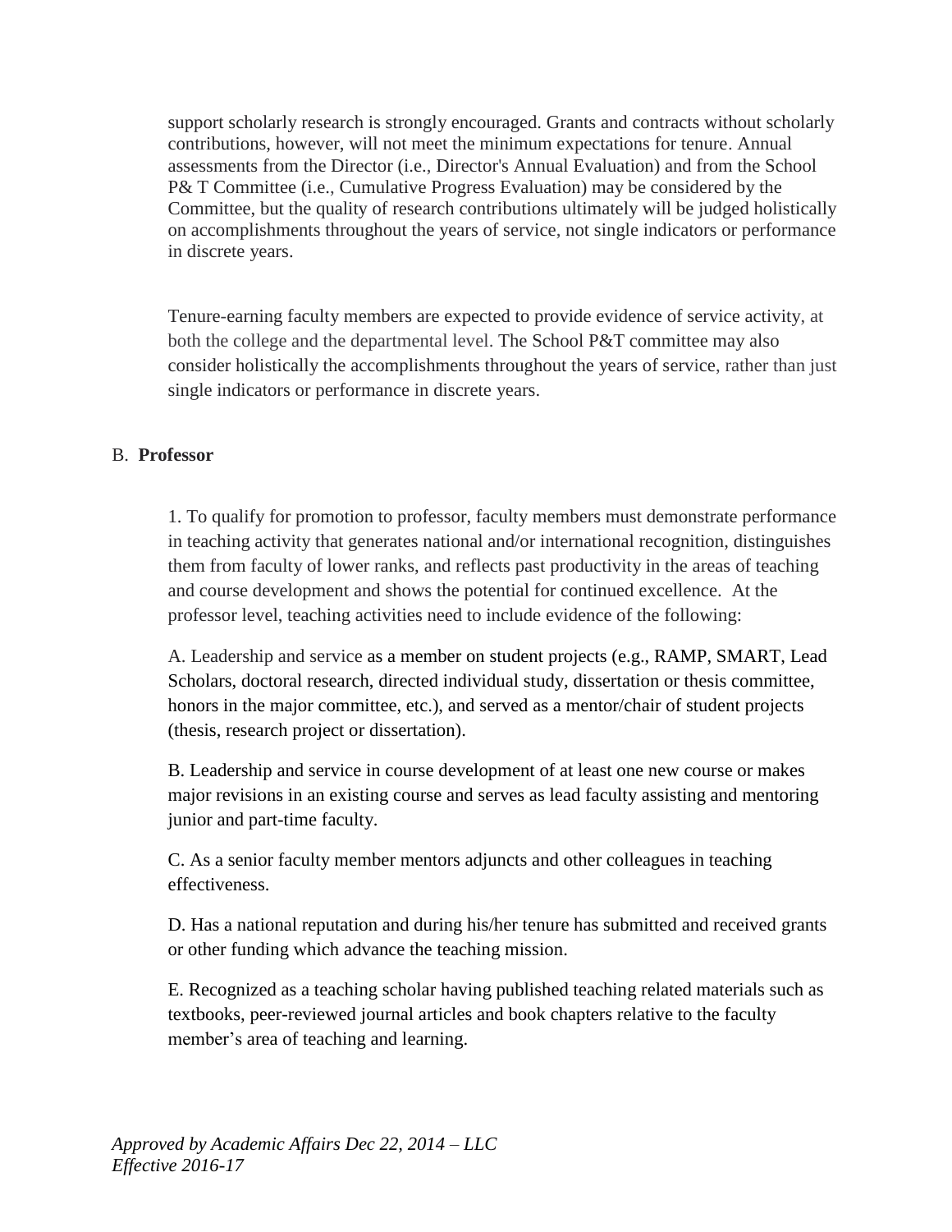support scholarly research is strongly encouraged. Grants and contracts without scholarly contributions, however, will not meet the minimum expectations for tenure. Annual assessments from the Director (i.e., Director's Annual Evaluation) and from the School P& T Committee (i.e., Cumulative Progress Evaluation) may be considered by the Committee, but the quality of research contributions ultimately will be judged holistically on accomplishments throughout the years of service, not single indicators or performance in discrete years.

Tenure-earning faculty members are expected to provide evidence of service activity, at both the college and the departmental level. The School P&T committee may also consider holistically the accomplishments throughout the years of service, rather than just single indicators or performance in discrete years.

B. **Professor**

1. To qualify for promotion to professor, faculty members must demonstrate performance in teaching activity that generates national and/or international recognition, distinguishes them from faculty of lower ranks, and reflects past productivity in the areas of teaching and course development and shows the potential for continued excellence. At the professor level, teaching activities need to include evidence of the following:

A. Leadership and service as a member on student projects (e.g., RAMP, SMART, Lead Scholars, doctoral research, directed individual study, dissertation or thesis committee, honors in the major committee, etc.), and served as a mentor/chair of student projects (thesis, research project or dissertation).

B. Leadership and service in course development of at least one new course or makes major revisions in an existing course and serves as lead faculty assisting and mentoring junior and part-time faculty.

C. As a senior faculty member mentors adjuncts and other colleagues in teaching effectiveness.

D. Has a national reputation and during his/her tenure has submitted and received grants or other funding which advance the teaching mission.

E. Recognized as a teaching scholar having published teaching related materials such as textbooks, peer-reviewed journal articles and book chapters relative to the faculty member's area of teaching and learning.

*Approved by Academic Affairs Dec 22, 2014 – LLC*
*Effective 2016-17*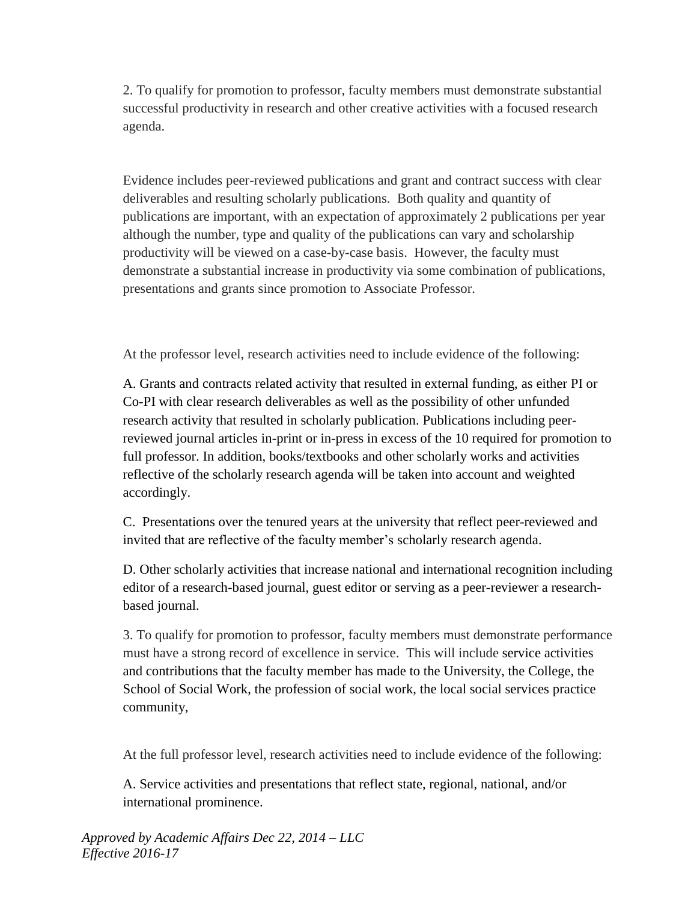2. To qualify for promotion to professor, faculty members must demonstrate substantial successful productivity in research and other creative activities with a focused research agenda.

Evidence includes peer-reviewed publications and grant and contract success with clear deliverables and resulting scholarly publications. Both quality and quantity of publications are important, with an expectation of approximately 2 publications per year although the number, type and quality of the publications can vary and scholarship productivity will be viewed on a case-by-case basis. However, the faculty must demonstrate a substantial increase in productivity via some combination of publications, presentations and grants since promotion to Associate Professor.

At the professor level, research activities need to include evidence of the following:

A. Grants and contracts related activity that resulted in external funding, as either PI or Co-PI with clear research deliverables as well as the possibility of other unfunded research activity that resulted in scholarly publication. Publications including peer-reviewed journal articles in-print or in-press in excess of the 10 required for promotion to full professor. In addition, books/textbooks and other scholarly works and activities reflective of the scholarly research agenda will be taken into account and weighted accordingly.

C. Presentations over the tenured years at the university that reflect peer-reviewed and invited that are reflective of the faculty member's scholarly research agenda.

D. Other scholarly activities that increase national and international recognition including editor of a research-based journal, guest editor or serving as a peer-reviewer a research-based journal.

3. To qualify for promotion to professor, faculty members must demonstrate performance must have a strong record of excellence in service. This will include service activities and contributions that the faculty member has made to the University, the College, the School of Social Work, the profession of social work, the local social services practice community,

At the full professor level, research activities need to include evidence of the following:

A. Service activities and presentations that reflect state, regional, national, and/or international prominence.

*Approved by Academic Affairs Dec 22, 2014 – LLC*
*Effective 2016-17*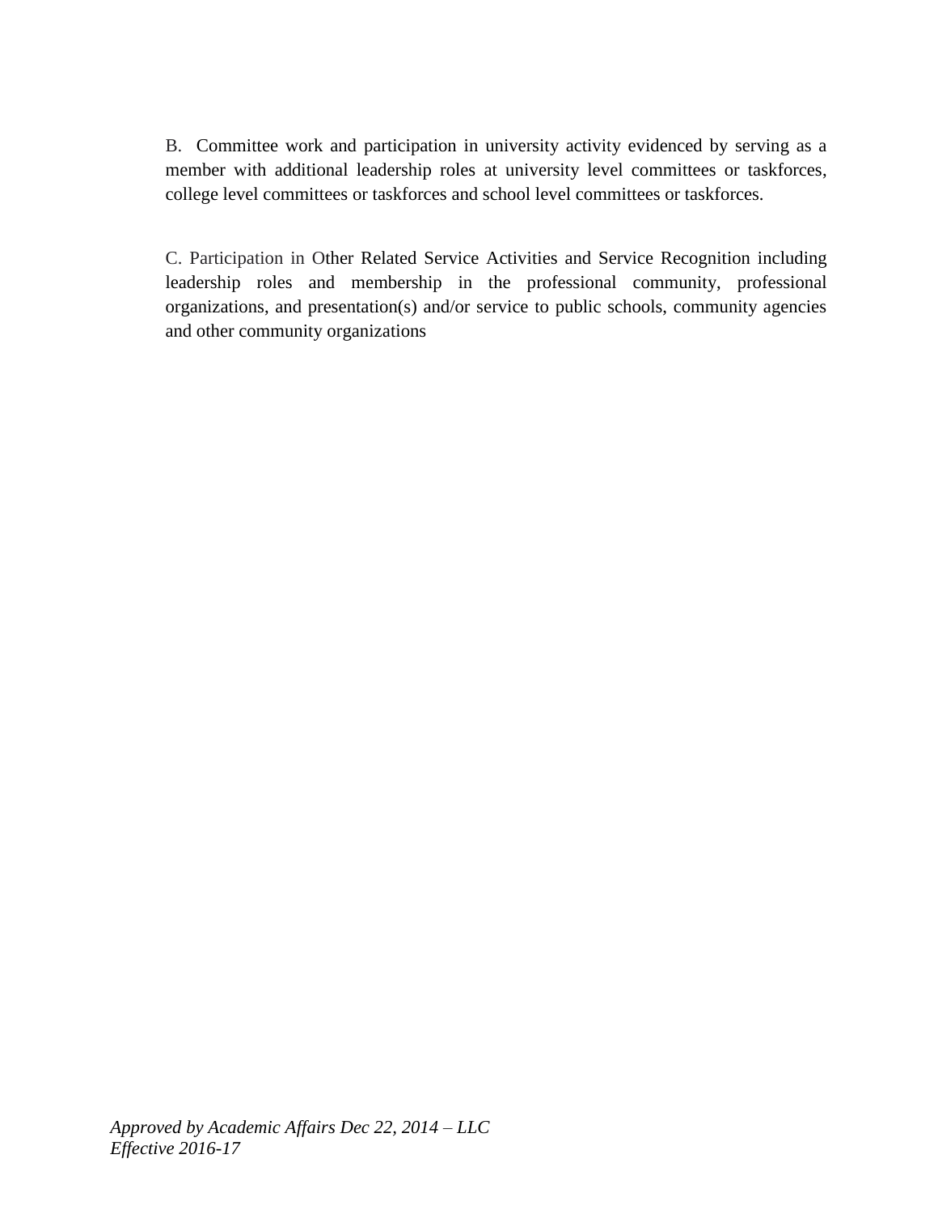B. Committee work and participation in university activity evidenced by serving as a member with additional leadership roles at university level committees or taskforces, college level committees or taskforces and school level committees or taskforces.

C. Participation in Other Related Service Activities and Service Recognition including leadership roles and membership in the professional community, professional organizations, and presentation(s) and/or service to public schools, community agencies and other community organizations

*Approved by Academic Affairs Dec 22, 2014 – LLC*
*Effective 2016-17*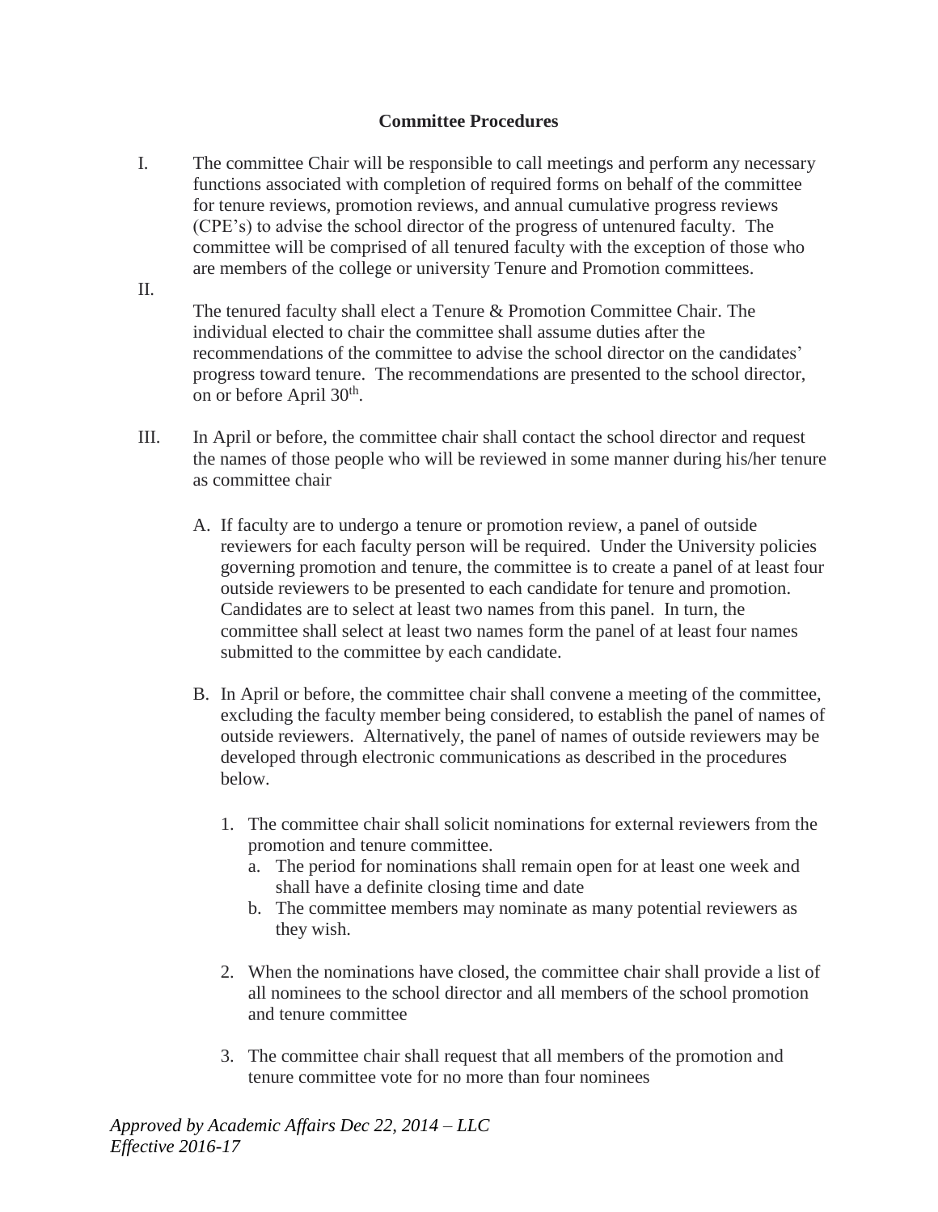**Committee Procedures**

I. The committee Chair will be responsible to call meetings and perform any necessary functions associated with completion of required forms on behalf of the committee for tenure reviews, promotion reviews, and annual cumulative progress reviews (CPE's) to advise the school director of the progress of untenured faculty. The committee will be comprised of all tenured faculty with the exception of those who are members of the college or university Tenure and Promotion committees.

II. The tenured faculty shall elect a Tenure & Promotion Committee Chair. The individual elected to chair the committee shall assume duties after the recommendations of the committee to advise the school director on the candidates' progress toward tenure. The recommendations are presented to the school director, on or before April 30th.

III. In April or before, the committee chair shall contact the school director and request the names of those people who will be reviewed in some manner during his/her tenure as committee chair

   A. If faculty are to undergo a tenure or promotion review, a panel of outside reviewers for each faculty person will be required. Under the University policies governing promotion and tenure, the committee is to create a panel of at least four outside reviewers to be presented to each candidate for tenure and promotion. Candidates are to select at least two names from this panel. In turn, the committee shall select at least two names form the panel of at least four names submitted to the committee by each candidate.

   B. In April or before, the committee chair shall convene a meeting of the committee, excluding the faculty member being considered, to establish the panel of names of outside reviewers. Alternatively, the panel of names of outside reviewers may be developed through electronic communications as described in the procedures below.

      1. The committee chair shall solicit nominations for external reviewers from the promotion and tenure committee.
         a. The period for nominations shall remain open for at least one week and shall have a definite closing time and date
         b. The committee members may nominate as many potential reviewers as they wish.

      2. When the nominations have closed, the committee chair shall provide a list of all nominees to the school director and all members of the school promotion and tenure committee

      3. The committee chair shall request that all members of the promotion and tenure committee vote for no more than four nominees

*Approved by Academic Affairs Dec 22, 2014 – LLC*
*Effective 2016-17*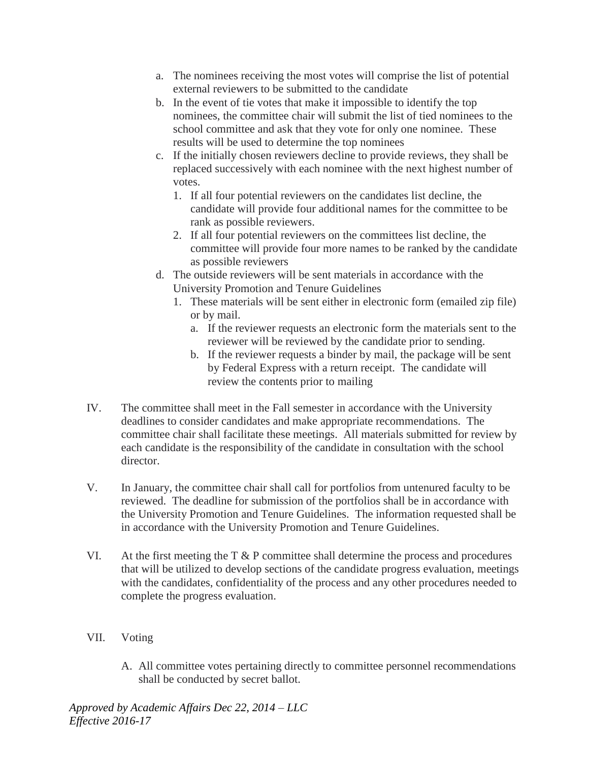a. The nominees receiving the most votes will comprise the list of potential external reviewers to be submitted to the candidate
b. In the event of tie votes that make it impossible to identify the top nominees, the committee chair will submit the list of tied nominees to the school committee and ask that they vote for only one nominee. These results will be used to determine the top nominees
c. If the initially chosen reviewers decline to provide reviews, they shall be replaced successively with each nominee with the next highest number of votes.
   1. If all four potential reviewers on the candidates list decline, the candidate will provide four additional names for the committee to be rank as possible reviewers.
   2. If all four potential reviewers on the committees list decline, the committee will provide four more names to be ranked by the candidate as possible reviewers
d. The outside reviewers will be sent materials in accordance with the University Promotion and Tenure Guidelines
   1. These materials will be sent either in electronic form (emailed zip file) or by mail.
      a. If the reviewer requests an electronic form the materials sent to the reviewer will be reviewed by the candidate prior to sending.
      b. If the reviewer requests a binder by mail, the package will be sent by Federal Express with a return receipt. The candidate will review the contents prior to mailing

IV. The committee shall meet in the Fall semester in accordance with the University deadlines to consider candidates and make appropriate recommendations. The committee chair shall facilitate these meetings. All materials submitted for review by each candidate is the responsibility of the candidate in consultation with the school director.

V. In January, the committee chair shall call for portfolios from untenured faculty to be reviewed. The deadline for submission of the portfolios shall be in accordance with the University Promotion and Tenure Guidelines. The information requested shall be in accordance with the University Promotion and Tenure Guidelines.

VI. At the first meeting the T & P committee shall determine the process and procedures that will be utilized to develop sections of the candidate progress evaluation, meetings with the candidates, confidentiality of the process and any other procedures needed to complete the progress evaluation.

VII. Voting

A. All committee votes pertaining directly to committee personnel recommendations shall be conducted by secret ballot.

*Approved by Academic Affairs Dec 22, 2014 – LLC*
*Effective 2016-17*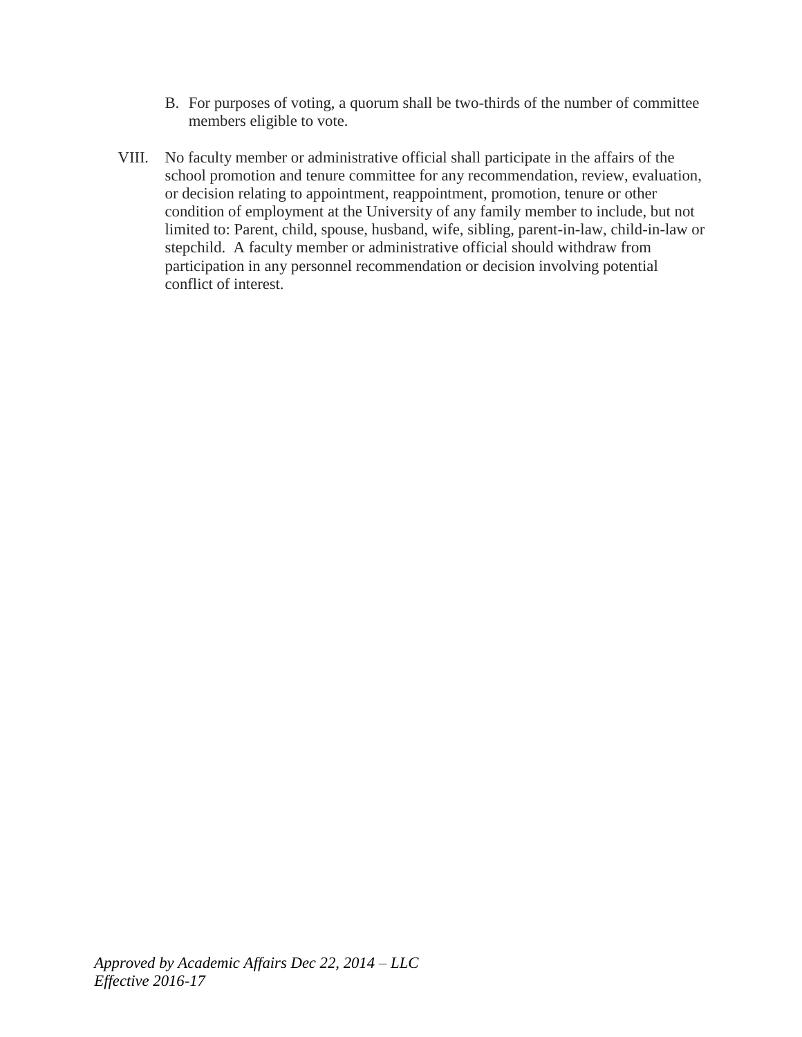B. For purposes of voting, a quorum shall be two-thirds of the number of committee members eligible to vote.

VIII. No faculty member or administrative official shall participate in the affairs of the school promotion and tenure committee for any recommendation, review, evaluation, or decision relating to appointment, reappointment, promotion, tenure or other condition of employment at the University of any family member to include, but not limited to: Parent, child, spouse, husband, wife, sibling, parent-in-law, child-in-law or stepchild. A faculty member or administrative official should withdraw from participation in any personnel recommendation or decision involving potential conflict of interest.

*Approved by Academic Affairs Dec 22, 2014 – LLC*
*Effective 2016-17*